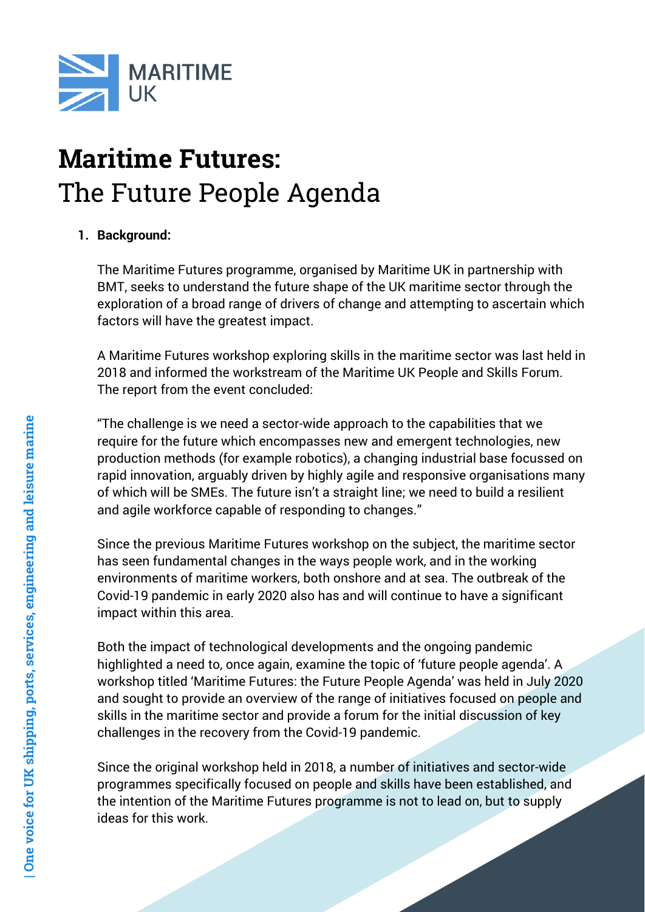# Maritime Futures: The Future People Agenda

1. **Background:**

   The Maritime Futures programme, organised by Maritime UK in partnership with BMT, seeks to understand the future shape of the UK maritime sector through the exploration of a broad range of drivers of change and attempting to ascertain which factors will have the greatest impact.

   A Maritime Futures workshop exploring skills in the maritime sector was last held in 2018 and informed the workstream of the Maritime UK People and Skills Forum. The report from the event concluded:

   "The challenge is we need a sector-wide approach to the capabilities that we require for the future which encompasses new and emergent technologies, new production methods (for example robotics), a changing industrial base focussed on rapid innovation, arguably driven by highly agile and responsive organisations many of which will be SMEs. The future isn't a straight line; we need to build a resilient and agile workforce capable of responding to changes."

   Since the previous Maritime Futures workshop on the subject, the maritime sector has seen fundamental changes in the ways people work, and in the working environments of maritime workers, both onshore and at sea. The outbreak of the Covid-19 pandemic in early 2020 also has and will continue to have a significant impact within this area.

   Both the impact of technological developments and the ongoing pandemic highlighted a need to, once again, examine the topic of 'future people agenda'. A workshop titled 'Maritime Futures: the Future People Agenda' was held in July 2020 and sought to provide an overview of the range of initiatives focused on people and skills in the maritime sector and provide a forum for the initial discussion of key challenges in the recovery from the Covid-19 pandemic.

   Since the original workshop held in 2018, a number of initiatives and sector-wide programmes specifically focused on people and skills have been established, and the intention of the Maritime Futures programme is not to lead on, but to supply ideas for this work.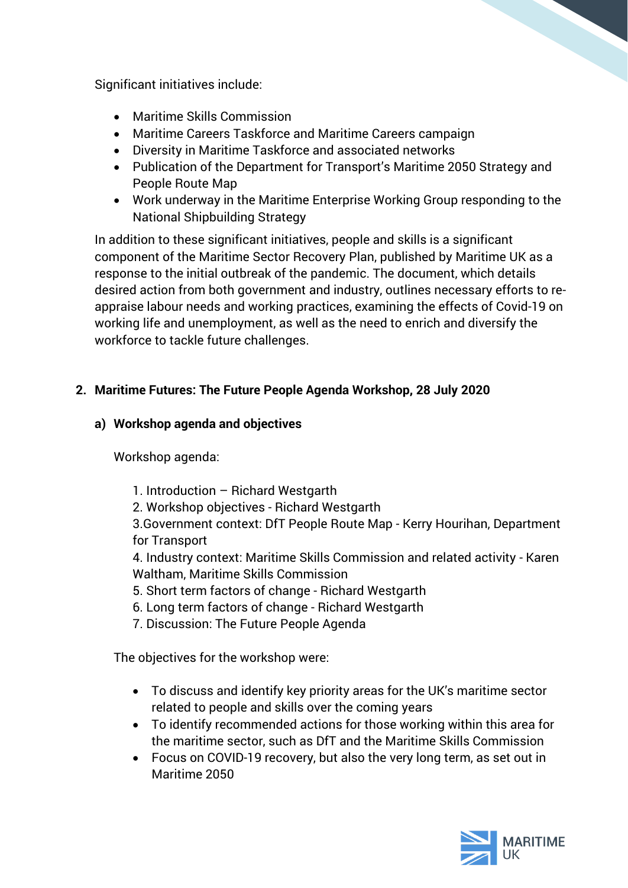Significant initiatives include:

- Maritime Skills Commission
- Maritime Careers Taskforce and Maritime Careers campaign
- Diversity in Maritime Taskforce and associated networks
- Publication of the Department for Transport's Maritime 2050 Strategy and People Route Map
- Work underway in the Maritime Enterprise Working Group responding to the National Shipbuilding Strategy

In addition to these significant initiatives, people and skills is a significant component of the Maritime Sector Recovery Plan, published by Maritime UK as a response to the initial outbreak of the pandemic. The document, which details desired action from both government and industry, outlines necessary efforts to re-appraise labour needs and working practices, examining the effects of Covid-19 on working life and unemployment, as well as the need to enrich and diversify the workforce to tackle future challenges.

## 2. Maritime Futures: The Future People Agenda Workshop, 28 July 2020

### a) Workshop agenda and objectives

Workshop agenda:

1. Introduction – Richard Westgarth
2. Workshop objectives - Richard Westgarth
3. Government context: DfT People Route Map - Kerry Hourihan, Department for Transport
4. Industry context: Maritime Skills Commission and related activity - Karen Waltham, Maritime Skills Commission
5. Short term factors of change - Richard Westgarth
6. Long term factors of change - Richard Westgarth
7. Discussion: The Future People Agenda

The objectives for the workshop were:

- To discuss and identify key priority areas for the UK's maritime sector related to people and skills over the coming years
- To identify recommended actions for those working within this area for the maritime sector, such as DfT and the Maritime Skills Commission
- Focus on COVID-19 recovery, but also the very long term, as set out in Maritime 2050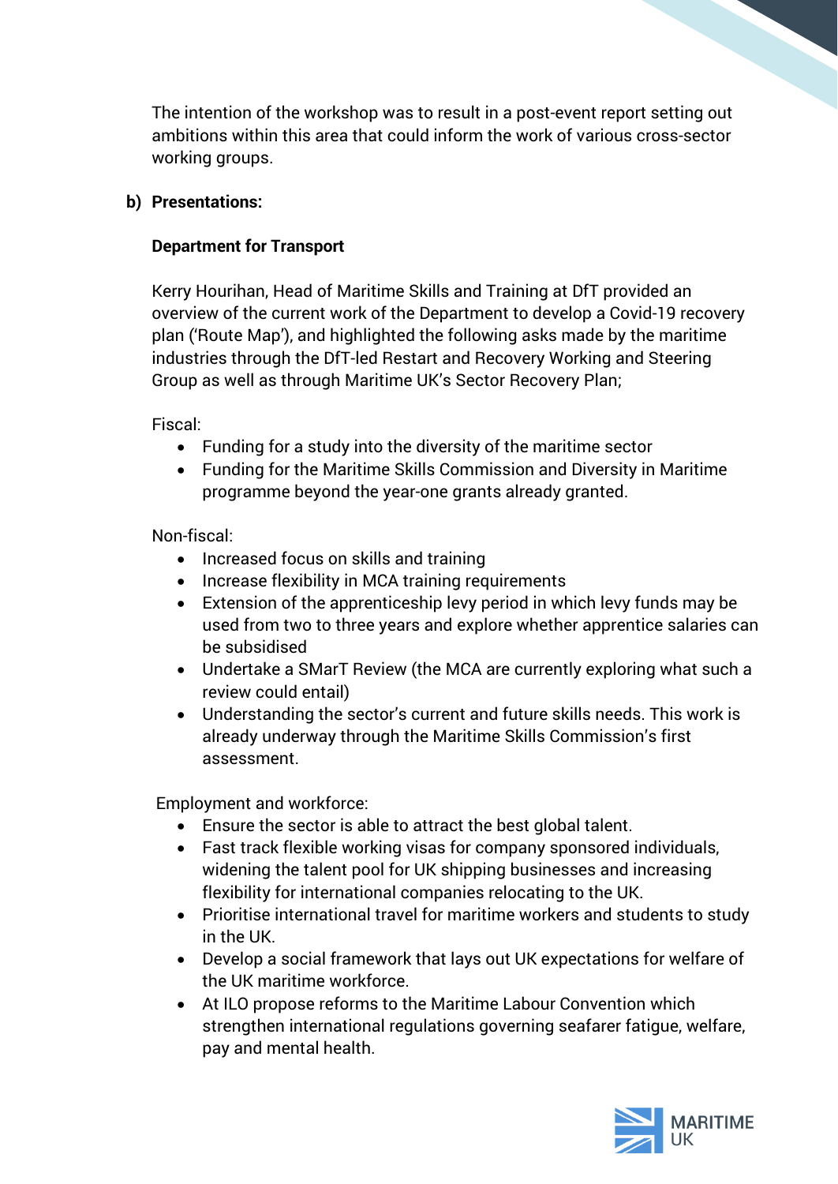The intention of the workshop was to result in a post-event report setting out ambitions within this area that could inform the work of various cross-sector working groups.

**b) Presentations:**

**Department for Transport**

Kerry Hourihan, Head of Maritime Skills and Training at DfT provided an overview of the current work of the Department to develop a Covid-19 recovery plan ('Route Map'), and highlighted the following asks made by the maritime industries through the DfT-led Restart and Recovery Working and Steering Group as well as through Maritime UK's Sector Recovery Plan;

Fiscal:

- Funding for a study into the diversity of the maritime sector
- Funding for the Maritime Skills Commission and Diversity in Maritime programme beyond the year-one grants already granted.

Non-fiscal:

- Increased focus on skills and training
- Increase flexibility in MCA training requirements
- Extension of the apprenticeship levy period in which levy funds may be used from two to three years and explore whether apprentice salaries can be subsidised
- Undertake a SMarT Review (the MCA are currently exploring what such a review could entail)
- Understanding the sector's current and future skills needs. This work is already underway through the Maritime Skills Commission's first assessment.

Employment and workforce:

- Ensure the sector is able to attract the best global talent.
- Fast track flexible working visas for company sponsored individuals, widening the talent pool for UK shipping businesses and increasing flexibility for international companies relocating to the UK.
- Prioritise international travel for maritime workers and students to study in the UK.
- Develop a social framework that lays out UK expectations for welfare of the UK maritime workforce.
- At ILO propose reforms to the Maritime Labour Convention which strengthen international regulations governing seafarer fatigue, welfare, pay and mental health.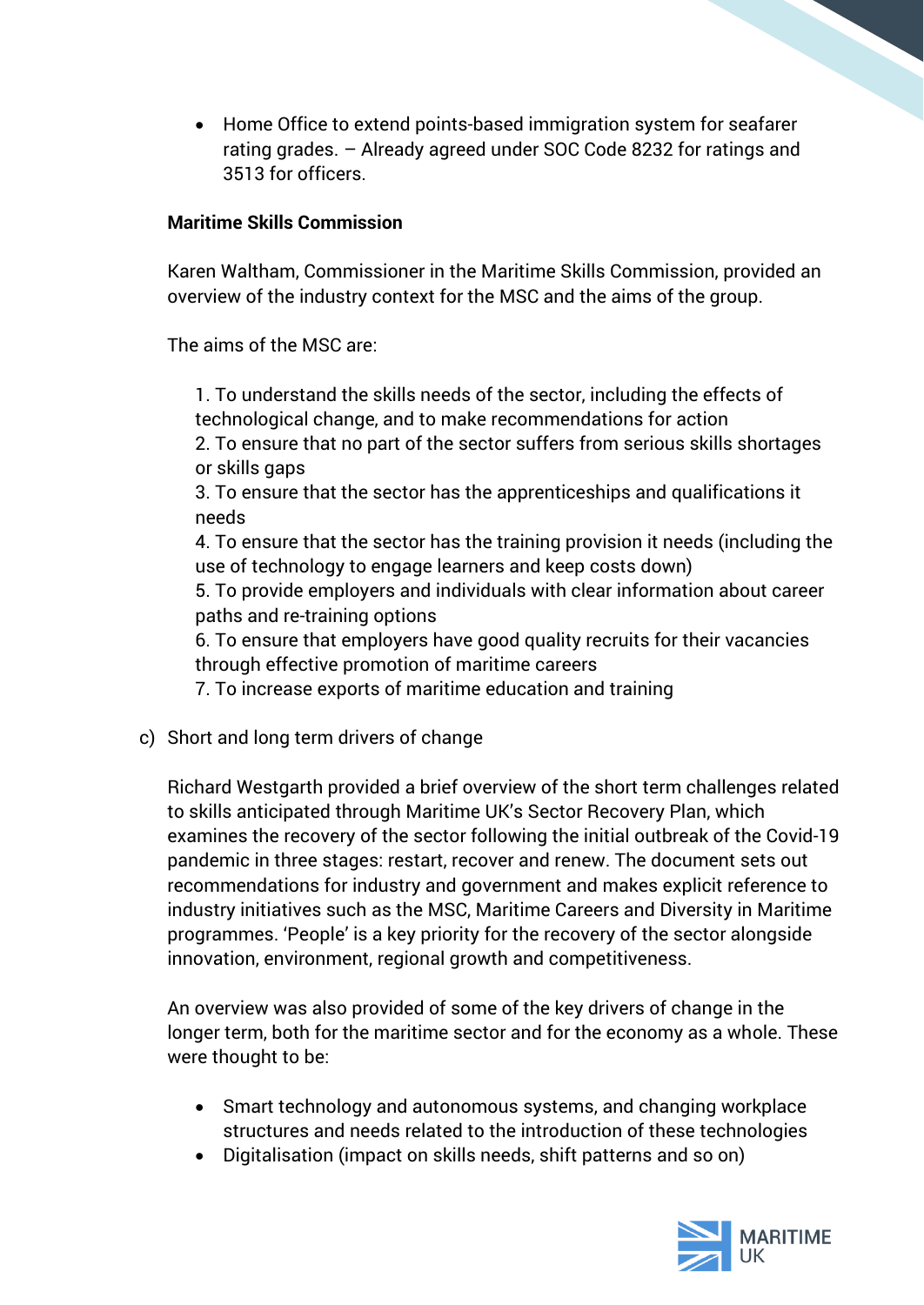- Home Office to extend points-based immigration system for seafarer rating grades. – Already agreed under SOC Code 8232 for ratings and 3513 for officers.

**Maritime Skills Commission**

Karen Waltham, Commissioner in the Maritime Skills Commission, provided an overview of the industry context for the MSC and the aims of the group.

The aims of the MSC are:

1. To understand the skills needs of the sector, including the effects of technological change, and to make recommendations for action
2. To ensure that no part of the sector suffers from serious skills shortages or skills gaps
3. To ensure that the sector has the apprenticeships and qualifications it needs
4. To ensure that the sector has the training provision it needs (including the use of technology to engage learners and keep costs down)
5. To provide employers and individuals with clear information about career paths and re-training options
6. To ensure that employers have good quality recruits for their vacancies through effective promotion of maritime careers
7. To increase exports of maritime education and training

c) Short and long term drivers of change

Richard Westgarth provided a brief overview of the short term challenges related to skills anticipated through Maritime UK's Sector Recovery Plan, which examines the recovery of the sector following the initial outbreak of the Covid-19 pandemic in three stages: restart, recover and renew. The document sets out recommendations for industry and government and makes explicit reference to industry initiatives such as the MSC, Maritime Careers and Diversity in Maritime programmes. 'People' is a key priority for the recovery of the sector alongside innovation, environment, regional growth and competitiveness.

An overview was also provided of some of the key drivers of change in the longer term, both for the maritime sector and for the economy as a whole. These were thought to be:

- Smart technology and autonomous systems, and changing workplace structures and needs related to the introduction of these technologies
- Digitalisation (impact on skills needs, shift patterns and so on)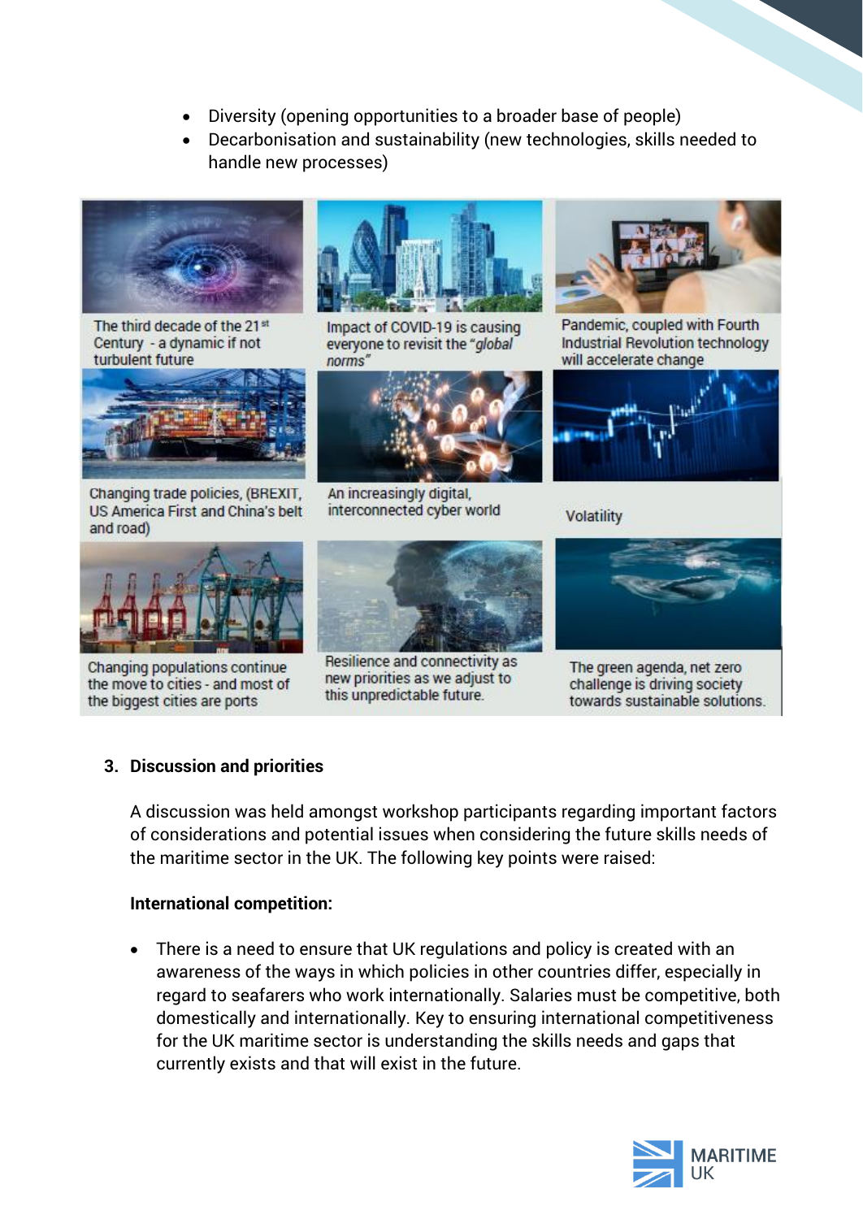- Diversity (opening opportunities to a broader base of people)
- Decarbonisation and sustainability (new technologies, skills needed to handle new processes)

The third decade of the 21st Century - a dynamic if not turbulent future

Impact of COVID-19 is causing everyone to revisit the *"global norms"*

Pandemic, coupled with Fourth Industrial Revolution technology will accelerate change

Changing trade policies, (BREXIT, US America First and China's belt and road)

An increasingly digital, interconnected cyber world

Volatility

Changing populations continue the move to cities - and most of the biggest cities are ports

Resilience and connectivity as new priorities as we adjust to this unpredictable future.

The green agenda, net zero challenge is driving society towards sustainable solutions.

## 3. Discussion and priorities

A discussion was held amongst workshop participants regarding important factors of considerations and potential issues when considering the future skills needs of the maritime sector in the UK. The following key points were raised:

**International competition:**

- There is a need to ensure that UK regulations and policy is created with an awareness of the ways in which policies in other countries differ, especially in regard to seafarers who work internationally. Salaries must be competitive, both domestically and internationally. Key to ensuring international competitiveness for the UK maritime sector is understanding the skills needs and gaps that currently exists and that will exist in the future.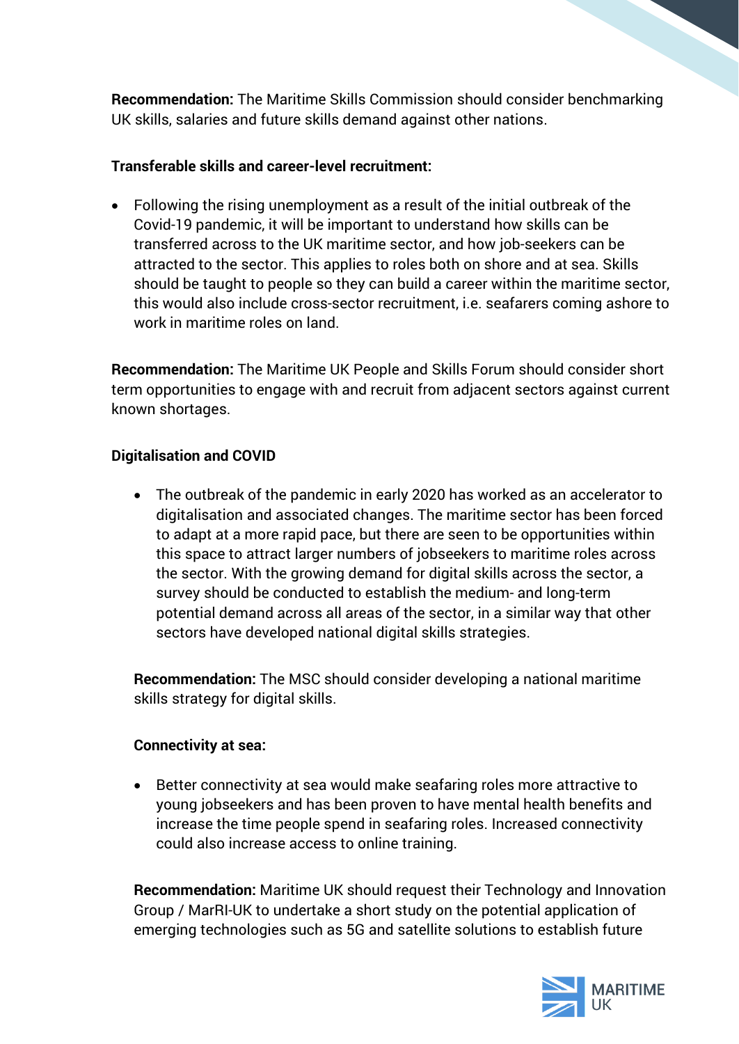**Recommendation:** The Maritime Skills Commission should consider benchmarking UK skills, salaries and future skills demand against other nations.

**Transferable skills and career-level recruitment:**

- Following the rising unemployment as a result of the initial outbreak of the Covid-19 pandemic, it will be important to understand how skills can be transferred across to the UK maritime sector, and how job-seekers can be attracted to the sector. This applies to roles both on shore and at sea. Skills should be taught to people so they can build a career within the maritime sector, this would also include cross-sector recruitment, i.e. seafarers coming ashore to work in maritime roles on land.

**Recommendation:** The Maritime UK People and Skills Forum should consider short term opportunities to engage with and recruit from adjacent sectors against current known shortages.

**Digitalisation and COVID**

- The outbreak of the pandemic in early 2020 has worked as an accelerator to digitalisation and associated changes. The maritime sector has been forced to adapt at a more rapid pace, but there are seen to be opportunities within this space to attract larger numbers of jobseekers to maritime roles across the sector. With the growing demand for digital skills across the sector, a survey should be conducted to establish the medium- and long-term potential demand across all areas of the sector, in a similar way that other sectors have developed national digital skills strategies.

**Recommendation:** The MSC should consider developing a national maritime skills strategy for digital skills.

**Connectivity at sea:**

- Better connectivity at sea would make seafaring roles more attractive to young jobseekers and has been proven to have mental health benefits and increase the time people spend in seafaring roles. Increased connectivity could also increase access to online training.

**Recommendation:** Maritime UK should request their Technology and Innovation Group / MarRI-UK to undertake a short study on the potential application of emerging technologies such as 5G and satellite solutions to establish future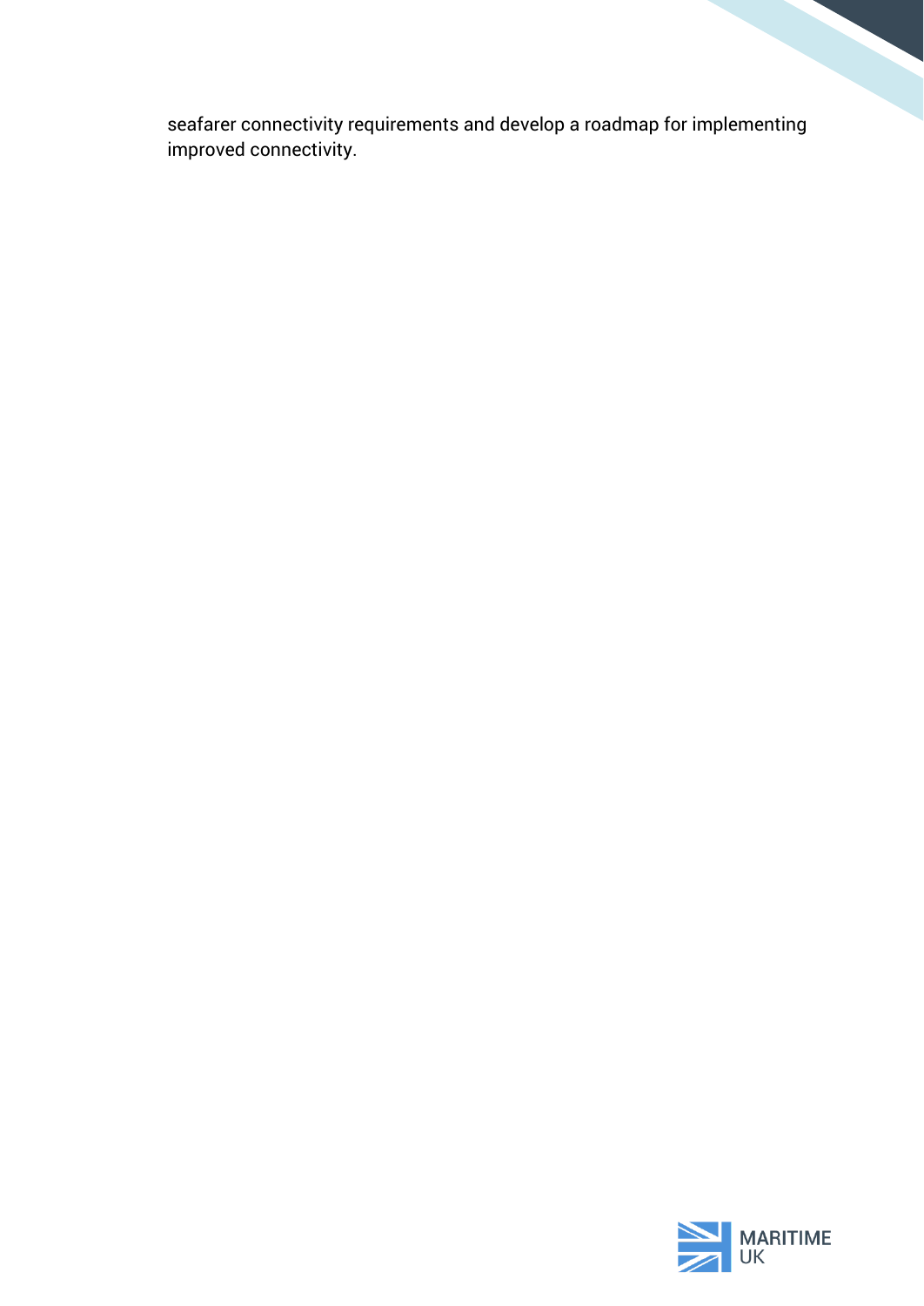seafarer connectivity requirements and develop a roadmap for implementing improved connectivity.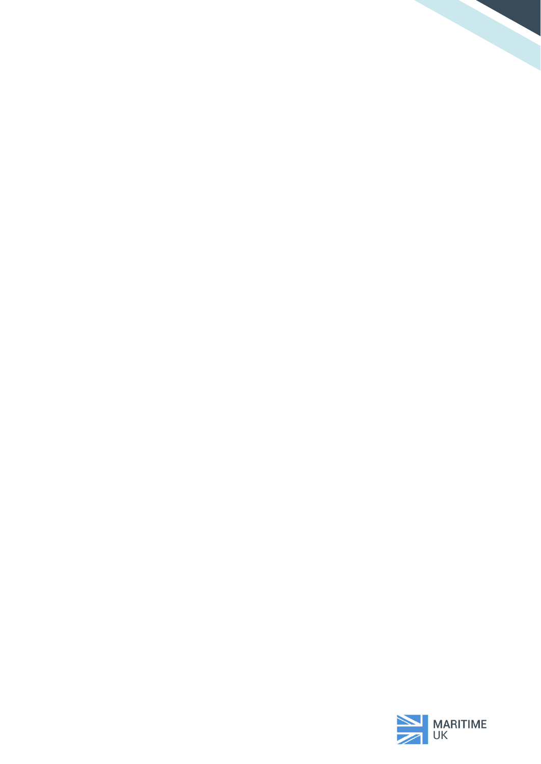MARITIME UK